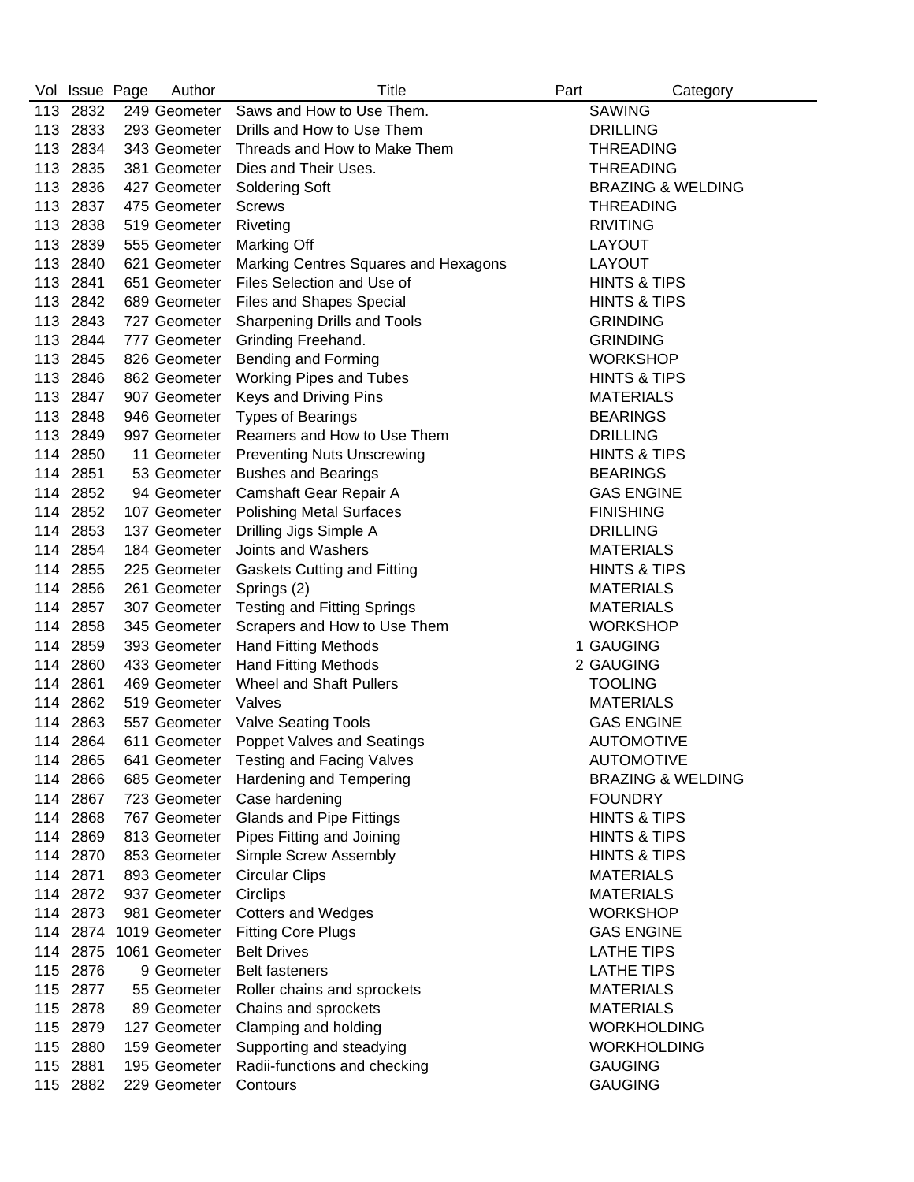| Vol | Issue | Page | Author | Title | Part | Category |
|---|---|---|---|---|---|---|
| 113 | 2832 | 249 | Geometer | Saws and How to Use Them. | | SAWING |
| 113 | 2833 | 293 | Geometer | Drills and How to Use Them | | DRILLING |
| 113 | 2834 | 343 | Geometer | Threads and How to Make Them | | THREADING |
| 113 | 2835 | 381 | Geometer | Dies and Their Uses. | | THREADING |
| 113 | 2836 | 427 | Geometer | Soldering Soft | | BRAZING & WELDING |
| 113 | 2837 | 475 | Geometer | Screws | | THREADING |
| 113 | 2838 | 519 | Geometer | Riveting | | RIVITING |
| 113 | 2839 | 555 | Geometer | Marking Off | | LAYOUT |
| 113 | 2840 | 621 | Geometer | Marking Centres Squares and Hexagons | | LAYOUT |
| 113 | 2841 | 651 | Geometer | Files Selection and Use of | | HINTS & TIPS |
| 113 | 2842 | 689 | Geometer | Files and Shapes Special | | HINTS & TIPS |
| 113 | 2843 | 727 | Geometer | Sharpening Drills and Tools | | GRINDING |
| 113 | 2844 | 777 | Geometer | Grinding Freehand. | | GRINDING |
| 113 | 2845 | 826 | Geometer | Bending and Forming | | WORKSHOP |
| 113 | 2846 | 862 | Geometer | Working Pipes and Tubes | | HINTS & TIPS |
| 113 | 2847 | 907 | Geometer | Keys and Driving Pins | | MATERIALS |
| 113 | 2848 | 946 | Geometer | Types of Bearings | | BEARINGS |
| 113 | 2849 | 997 | Geometer | Reamers and How to Use Them | | DRILLING |
| 114 | 2850 | 11 | Geometer | Preventing Nuts Unscrewing | | HINTS & TIPS |
| 114 | 2851 | 53 | Geometer | Bushes and Bearings | | BEARINGS |
| 114 | 2852 | 94 | Geometer | Camshaft Gear Repair A | | GAS ENGINE |
| 114 | 2852 | 107 | Geometer | Polishing Metal Surfaces | | FINISHING |
| 114 | 2853 | 137 | Geometer | Drilling Jigs Simple A | | DRILLING |
| 114 | 2854 | 184 | Geometer | Joints and Washers | | MATERIALS |
| 114 | 2855 | 225 | Geometer | Gaskets Cutting and Fitting | | HINTS & TIPS |
| 114 | 2856 | 261 | Geometer | Springs (2) | | MATERIALS |
| 114 | 2857 | 307 | Geometer | Testing and Fitting Springs | | MATERIALS |
| 114 | 2858 | 345 | Geometer | Scrapers and How to Use Them | | WORKSHOP |
| 114 | 2859 | 393 | Geometer | Hand Fitting Methods | 1 | GAUGING |
| 114 | 2860 | 433 | Geometer | Hand Fitting Methods | 2 | GAUGING |
| 114 | 2861 | 469 | Geometer | Wheel and Shaft Pullers | | TOOLING |
| 114 | 2862 | 519 | Geometer | Valves | | MATERIALS |
| 114 | 2863 | 557 | Geometer | Valve Seating Tools | | GAS ENGINE |
| 114 | 2864 | 611 | Geometer | Poppet Valves and Seatings | | AUTOMOTIVE |
| 114 | 2865 | 641 | Geometer | Testing and Facing Valves | | AUTOMOTIVE |
| 114 | 2866 | 685 | Geometer | Hardening and Tempering | | BRAZING & WELDING |
| 114 | 2867 | 723 | Geometer | Case hardening | | FOUNDRY |
| 114 | 2868 | 767 | Geometer | Glands and Pipe Fittings | | HINTS & TIPS |
| 114 | 2869 | 813 | Geometer | Pipes Fitting and Joining | | HINTS & TIPS |
| 114 | 2870 | 853 | Geometer | Simple Screw Assembly | | HINTS & TIPS |
| 114 | 2871 | 893 | Geometer | Circular Clips | | MATERIALS |
| 114 | 2872 | 937 | Geometer | Circlips | | MATERIALS |
| 114 | 2873 | 981 | Geometer | Cotters and Wedges | | WORKSHOP |
| 114 | 2874 | 1019 | Geometer | Fitting Core Plugs | | GAS ENGINE |
| 114 | 2875 | 1061 | Geometer | Belt Drives | | LATHE TIPS |
| 115 | 2876 | 9 | Geometer | Belt fasteners | | LATHE TIPS |
| 115 | 2877 | 55 | Geometer | Roller chains and sprockets | | MATERIALS |
| 115 | 2878 | 89 | Geometer | Chains and sprockets | | MATERIALS |
| 115 | 2879 | 127 | Geometer | Clamping and holding | | WORKHOLDING |
| 115 | 2880 | 159 | Geometer | Supporting and steadying | | WORKHOLDING |
| 115 | 2881 | 195 | Geometer | Radii-functions and checking | | GAUGING |
| 115 | 2882 | 229 | Geometer | Contours | | GAUGING |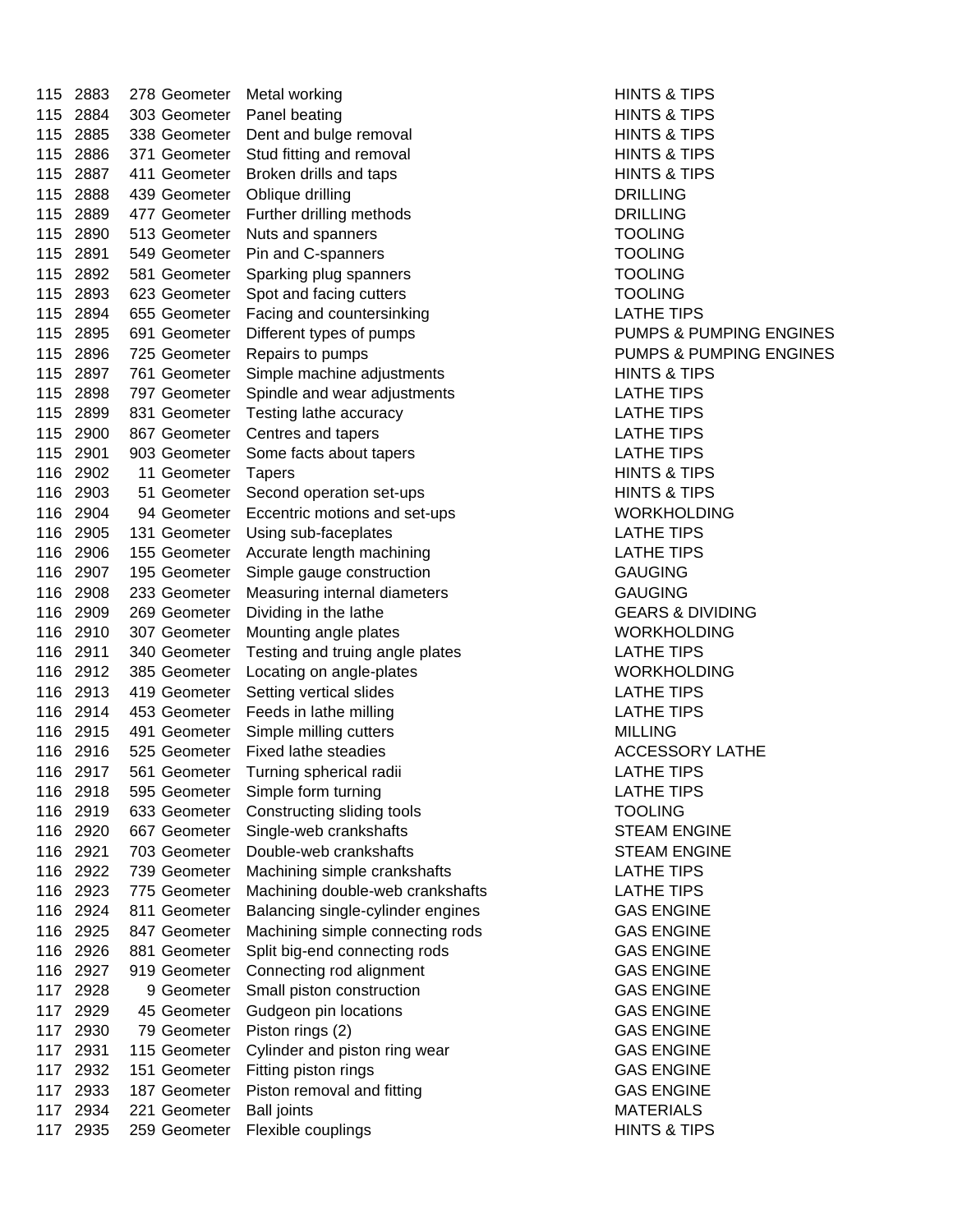| | | | | | |
|---|---|---|---|---|---|
| 115 | 2883 | 278 | Geometer | Metal working | HINTS & TIPS |
| 115 | 2884 | 303 | Geometer | Panel beating | HINTS & TIPS |
| 115 | 2885 | 338 | Geometer | Dent and bulge removal | HINTS & TIPS |
| 115 | 2886 | 371 | Geometer | Stud fitting and removal | HINTS & TIPS |
| 115 | 2887 | 411 | Geometer | Broken drills and taps | HINTS & TIPS |
| 115 | 2888 | 439 | Geometer | Oblique drilling | DRILLING |
| 115 | 2889 | 477 | Geometer | Further drilling methods | DRILLING |
| 115 | 2890 | 513 | Geometer | Nuts and spanners | TOOLING |
| 115 | 2891 | 549 | Geometer | Pin and C-spanners | TOOLING |
| 115 | 2892 | 581 | Geometer | Sparking plug spanners | TOOLING |
| 115 | 2893 | 623 | Geometer | Spot and facing cutters | TOOLING |
| 115 | 2894 | 655 | Geometer | Facing and countersinking | LATHE TIPS |
| 115 | 2895 | 691 | Geometer | Different types of pumps | PUMPS & PUMPING ENGINES |
| 115 | 2896 | 725 | Geometer | Repairs to pumps | PUMPS & PUMPING ENGINES |
| 115 | 2897 | 761 | Geometer | Simple machine adjustments | HINTS & TIPS |
| 115 | 2898 | 797 | Geometer | Spindle and wear adjustments | LATHE TIPS |
| 115 | 2899 | 831 | Geometer | Testing lathe accuracy | LATHE TIPS |
| 115 | 2900 | 867 | Geometer | Centres and tapers | LATHE TIPS |
| 115 | 2901 | 903 | Geometer | Some facts about tapers | LATHE TIPS |
| 116 | 2902 | 11 | Geometer | Tapers | HINTS & TIPS |
| 116 | 2903 | 51 | Geometer | Second operation set-ups | HINTS & TIPS |
| 116 | 2904 | 94 | Geometer | Eccentric motions and set-ups | WORKHOLDING |
| 116 | 2905 | 131 | Geometer | Using sub-faceplates | LATHE TIPS |
| 116 | 2906 | 155 | Geometer | Accurate length machining | LATHE TIPS |
| 116 | 2907 | 195 | Geometer | Simple gauge construction | GAUGING |
| 116 | 2908 | 233 | Geometer | Measuring internal diameters | GAUGING |
| 116 | 2909 | 269 | Geometer | Dividing in the lathe | GEARS & DIVIDING |
| 116 | 2910 | 307 | Geometer | Mounting angle plates | WORKHOLDING |
| 116 | 2911 | 340 | Geometer | Testing and truing angle plates | LATHE TIPS |
| 116 | 2912 | 385 | Geometer | Locating on angle-plates | WORKHOLDING |
| 116 | 2913 | 419 | Geometer | Setting vertical slides | LATHE TIPS |
| 116 | 2914 | 453 | Geometer | Feeds in lathe milling | LATHE TIPS |
| 116 | 2915 | 491 | Geometer | Simple milling cutters | MILLING |
| 116 | 2916 | 525 | Geometer | Fixed lathe steadies | ACCESSORY LATHE |
| 116 | 2917 | 561 | Geometer | Turning spherical radii | LATHE TIPS |
| 116 | 2918 | 595 | Geometer | Simple form turning | LATHE TIPS |
| 116 | 2919 | 633 | Geometer | Constructing sliding tools | TOOLING |
| 116 | 2920 | 667 | Geometer | Single-web crankshafts | STEAM ENGINE |
| 116 | 2921 | 703 | Geometer | Double-web crankshafts | STEAM ENGINE |
| 116 | 2922 | 739 | Geometer | Machining simple crankshafts | LATHE TIPS |
| 116 | 2923 | 775 | Geometer | Machining double-web crankshafts | LATHE TIPS |
| 116 | 2924 | 811 | Geometer | Balancing single-cylinder engines | GAS ENGINE |
| 116 | 2925 | 847 | Geometer | Machining simple connecting rods | GAS ENGINE |
| 116 | 2926 | 881 | Geometer | Split big-end connecting rods | GAS ENGINE |
| 116 | 2927 | 919 | Geometer | Connecting rod alignment | GAS ENGINE |
| 117 | 2928 | 9 | Geometer | Small piston construction | GAS ENGINE |
| 117 | 2929 | 45 | Geometer | Gudgeon pin locations | GAS ENGINE |
| 117 | 2930 | 79 | Geometer | Piston rings (2) | GAS ENGINE |
| 117 | 2931 | 115 | Geometer | Cylinder and piston ring wear | GAS ENGINE |
| 117 | 2932 | 151 | Geometer | Fitting piston rings | GAS ENGINE |
| 117 | 2933 | 187 | Geometer | Piston removal and fitting | GAS ENGINE |
| 117 | 2934 | 221 | Geometer | Ball joints | MATERIALS |
| 117 | 2935 | 259 | Geometer | Flexible couplings | HINTS & TIPS |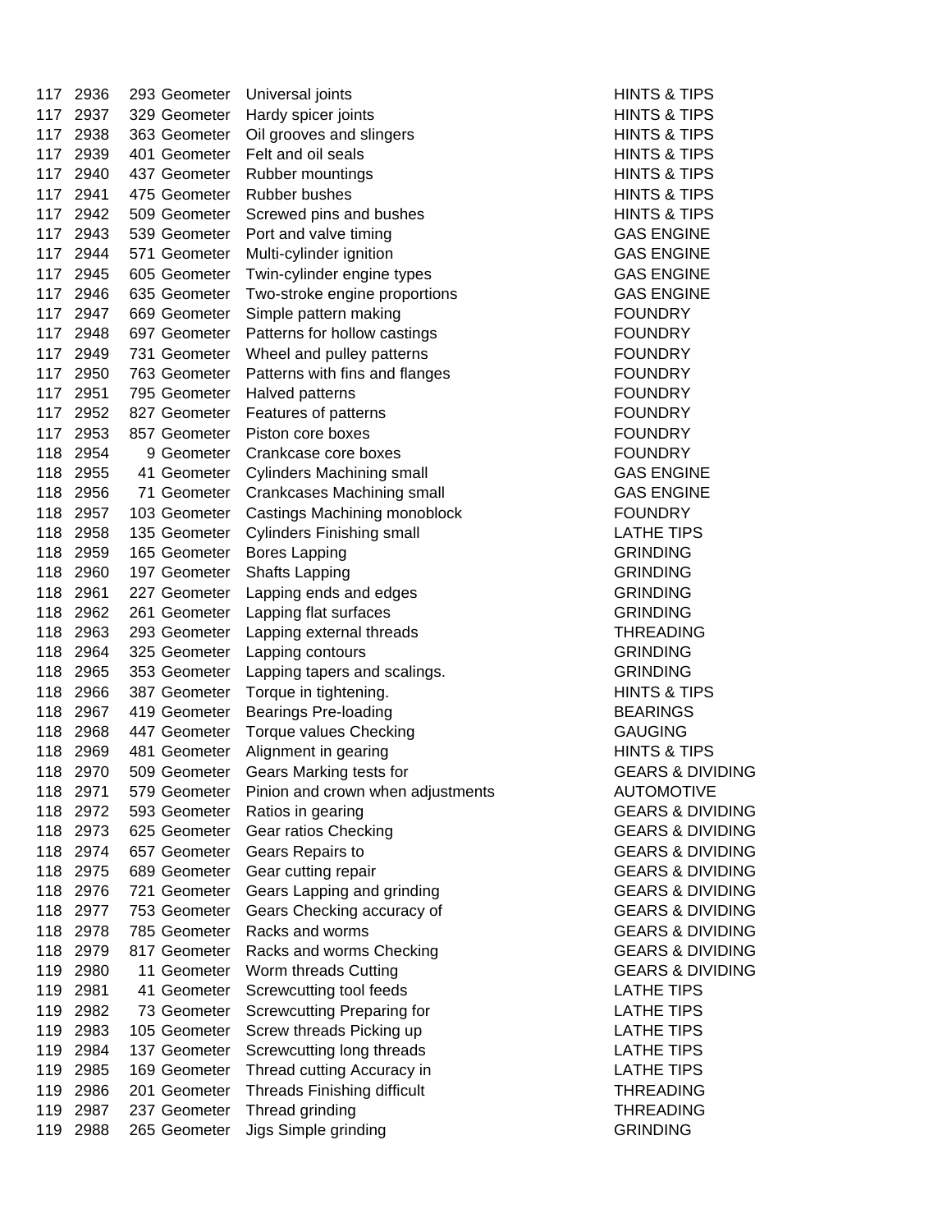| | | | | | |
|---|---|---|---|---|---|
| 117 | 2936 | 293 | Geometer | Universal joints | HINTS & TIPS |
| 117 | 2937 | 329 | Geometer | Hardy spicer joints | HINTS & TIPS |
| 117 | 2938 | 363 | Geometer | Oil grooves and slingers | HINTS & TIPS |
| 117 | 2939 | 401 | Geometer | Felt and oil seals | HINTS & TIPS |
| 117 | 2940 | 437 | Geometer | Rubber mountings | HINTS & TIPS |
| 117 | 2941 | 475 | Geometer | Rubber bushes | HINTS & TIPS |
| 117 | 2942 | 509 | Geometer | Screwed pins and bushes | HINTS & TIPS |
| 117 | 2943 | 539 | Geometer | Port and valve timing | GAS ENGINE |
| 117 | 2944 | 571 | Geometer | Multi-cylinder ignition | GAS ENGINE |
| 117 | 2945 | 605 | Geometer | Twin-cylinder engine types | GAS ENGINE |
| 117 | 2946 | 635 | Geometer | Two-stroke engine proportions | GAS ENGINE |
| 117 | 2947 | 669 | Geometer | Simple pattern making | FOUNDRY |
| 117 | 2948 | 697 | Geometer | Patterns for hollow castings | FOUNDRY |
| 117 | 2949 | 731 | Geometer | Wheel and pulley patterns | FOUNDRY |
| 117 | 2950 | 763 | Geometer | Patterns with fins and flanges | FOUNDRY |
| 117 | 2951 | 795 | Geometer | Halved patterns | FOUNDRY |
| 117 | 2952 | 827 | Geometer | Features of patterns | FOUNDRY |
| 117 | 2953 | 857 | Geometer | Piston core boxes | FOUNDRY |
| 118 | 2954 | 9 | Geometer | Crankcase core boxes | FOUNDRY |
| 118 | 2955 | 41 | Geometer | Cylinders Machining small | GAS ENGINE |
| 118 | 2956 | 71 | Geometer | Crankcases Machining small | GAS ENGINE |
| 118 | 2957 | 103 | Geometer | Castings Machining monoblock | FOUNDRY |
| 118 | 2958 | 135 | Geometer | Cylinders Finishing small | LATHE TIPS |
| 118 | 2959 | 165 | Geometer | Bores Lapping | GRINDING |
| 118 | 2960 | 197 | Geometer | Shafts Lapping | GRINDING |
| 118 | 2961 | 227 | Geometer | Lapping ends and edges | GRINDING |
| 118 | 2962 | 261 | Geometer | Lapping flat surfaces | GRINDING |
| 118 | 2963 | 293 | Geometer | Lapping external threads | THREADING |
| 118 | 2964 | 325 | Geometer | Lapping contours | GRINDING |
| 118 | 2965 | 353 | Geometer | Lapping tapers and scalings. | GRINDING |
| 118 | 2966 | 387 | Geometer | Torque in tightening. | HINTS & TIPS |
| 118 | 2967 | 419 | Geometer | Bearings Pre-loading | BEARINGS |
| 118 | 2968 | 447 | Geometer | Torque values Checking | GAUGING |
| 118 | 2969 | 481 | Geometer | Alignment in gearing | HINTS & TIPS |
| 118 | 2970 | 509 | Geometer | Gears Marking tests for | GEARS & DIVIDING |
| 118 | 2971 | 579 | Geometer | Pinion and crown when adjustments | AUTOMOTIVE |
| 118 | 2972 | 593 | Geometer | Ratios in gearing | GEARS & DIVIDING |
| 118 | 2973 | 625 | Geometer | Gear ratios Checking | GEARS & DIVIDING |
| 118 | 2974 | 657 | Geometer | Gears Repairs to | GEARS & DIVIDING |
| 118 | 2975 | 689 | Geometer | Gear cutting repair | GEARS & DIVIDING |
| 118 | 2976 | 721 | Geometer | Gears Lapping and grinding | GEARS & DIVIDING |
| 118 | 2977 | 753 | Geometer | Gears Checking accuracy of | GEARS & DIVIDING |
| 118 | 2978 | 785 | Geometer | Racks and worms | GEARS & DIVIDING |
| 118 | 2979 | 817 | Geometer | Racks and worms Checking | GEARS & DIVIDING |
| 119 | 2980 | 11 | Geometer | Worm threads Cutting | GEARS & DIVIDING |
| 119 | 2981 | 41 | Geometer | Screwcutting tool feeds | LATHE TIPS |
| 119 | 2982 | 73 | Geometer | Screwcutting Preparing for | LATHE TIPS |
| 119 | 2983 | 105 | Geometer | Screw threads Picking up | LATHE TIPS |
| 119 | 2984 | 137 | Geometer | Screwcutting long threads | LATHE TIPS |
| 119 | 2985 | 169 | Geometer | Thread cutting Accuracy in | LATHE TIPS |
| 119 | 2986 | 201 | Geometer | Threads Finishing difficult | THREADING |
| 119 | 2987 | 237 | Geometer | Thread grinding | THREADING |
| 119 | 2988 | 265 | Geometer | Jigs Simple grinding | GRINDING |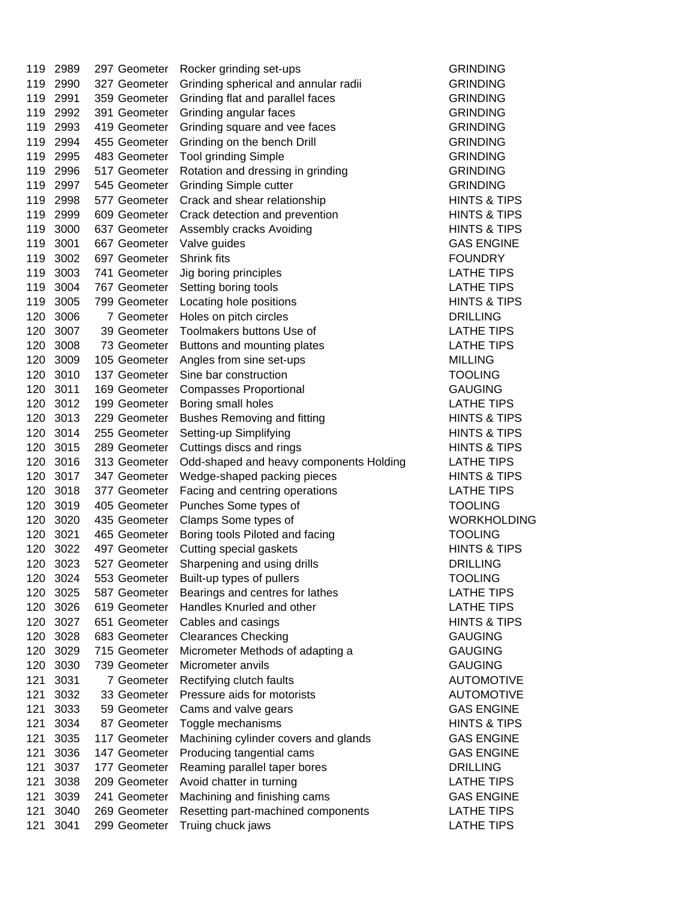| | | | | | |
|---|---|---|---|---|---|
| 119 | 2989 | 297 | Geometer | Rocker grinding set-ups | GRINDING |
| 119 | 2990 | 327 | Geometer | Grinding spherical and annular radii | GRINDING |
| 119 | 2991 | 359 | Geometer | Grinding flat and parallel faces | GRINDING |
| 119 | 2992 | 391 | Geometer | Grinding angular faces | GRINDING |
| 119 | 2993 | 419 | Geometer | Grinding square and vee faces | GRINDING |
| 119 | 2994 | 455 | Geometer | Grinding on the bench Drill | GRINDING |
| 119 | 2995 | 483 | Geometer | Tool grinding Simple | GRINDING |
| 119 | 2996 | 517 | Geometer | Rotation and dressing in grinding | GRINDING |
| 119 | 2997 | 545 | Geometer | Grinding Simple cutter | GRINDING |
| 119 | 2998 | 577 | Geometer | Crack and shear relationship | HINTS & TIPS |
| 119 | 2999 | 609 | Geometer | Crack detection and prevention | HINTS & TIPS |
| 119 | 3000 | 637 | Geometer | Assembly cracks Avoiding | HINTS & TIPS |
| 119 | 3001 | 667 | Geometer | Valve guides | GAS ENGINE |
| 119 | 3002 | 697 | Geometer | Shrink fits | FOUNDRY |
| 119 | 3003 | 741 | Geometer | Jig boring principles | LATHE TIPS |
| 119 | 3004 | 767 | Geometer | Setting boring tools | LATHE TIPS |
| 119 | 3005 | 799 | Geometer | Locating hole positions | HINTS & TIPS |
| 120 | 3006 | 7 | Geometer | Holes on pitch circles | DRILLING |
| 120 | 3007 | 39 | Geometer | Toolmakers buttons Use of | LATHE TIPS |
| 120 | 3008 | 73 | Geometer | Buttons and mounting plates | LATHE TIPS |
| 120 | 3009 | 105 | Geometer | Angles from sine set-ups | MILLING |
| 120 | 3010 | 137 | Geometer | Sine bar construction | TOOLING |
| 120 | 3011 | 169 | Geometer | Compasses Proportional | GAUGING |
| 120 | 3012 | 199 | Geometer | Boring small holes | LATHE TIPS |
| 120 | 3013 | 229 | Geometer | Bushes Removing and fitting | HINTS & TIPS |
| 120 | 3014 | 255 | Geometer | Setting-up Simplifying | HINTS & TIPS |
| 120 | 3015 | 289 | Geometer | Cuttings discs and rings | HINTS & TIPS |
| 120 | 3016 | 313 | Geometer | Odd-shaped and heavy components Holding | LATHE TIPS |
| 120 | 3017 | 347 | Geometer | Wedge-shaped packing pieces | HINTS & TIPS |
| 120 | 3018 | 377 | Geometer | Facing and centring operations | LATHE TIPS |
| 120 | 3019 | 405 | Geometer | Punches Some types of | TOOLING |
| 120 | 3020 | 435 | Geometer | Clamps Some types of | WORKHOLDING |
| 120 | 3021 | 465 | Geometer | Boring tools Piloted and facing | TOOLING |
| 120 | 3022 | 497 | Geometer | Cutting special gaskets | HINTS & TIPS |
| 120 | 3023 | 527 | Geometer | Sharpening and using drills | DRILLING |
| 120 | 3024 | 553 | Geometer | Built-up types of pullers | TOOLING |
| 120 | 3025 | 587 | Geometer | Bearings and centres for lathes | LATHE TIPS |
| 120 | 3026 | 619 | Geometer | Handles Knurled and other | LATHE TIPS |
| 120 | 3027 | 651 | Geometer | Cables and casings | HINTS & TIPS |
| 120 | 3028 | 683 | Geometer | Clearances Checking | GAUGING |
| 120 | 3029 | 715 | Geometer | Micrometer Methods of adapting a | GAUGING |
| 120 | 3030 | 739 | Geometer | Micrometer anvils | GAUGING |
| 121 | 3031 | 7 | Geometer | Rectifying clutch faults | AUTOMOTIVE |
| 121 | 3032 | 33 | Geometer | Pressure aids for motorists | AUTOMOTIVE |
| 121 | 3033 | 59 | Geometer | Cams and valve gears | GAS ENGINE |
| 121 | 3034 | 87 | Geometer | Toggle mechanisms | HINTS & TIPS |
| 121 | 3035 | 117 | Geometer | Machining cylinder covers and glands | GAS ENGINE |
| 121 | 3036 | 147 | Geometer | Producing tangential cams | GAS ENGINE |
| 121 | 3037 | 177 | Geometer | Reaming parallel taper bores | DRILLING |
| 121 | 3038 | 209 | Geometer | Avoid chatter in turning | LATHE TIPS |
| 121 | 3039 | 241 | Geometer | Machining and finishing cams | GAS ENGINE |
| 121 | 3040 | 269 | Geometer | Resetting part-machined components | LATHE TIPS |
| 121 | 3041 | 299 | Geometer | Truing chuck jaws | LATHE TIPS |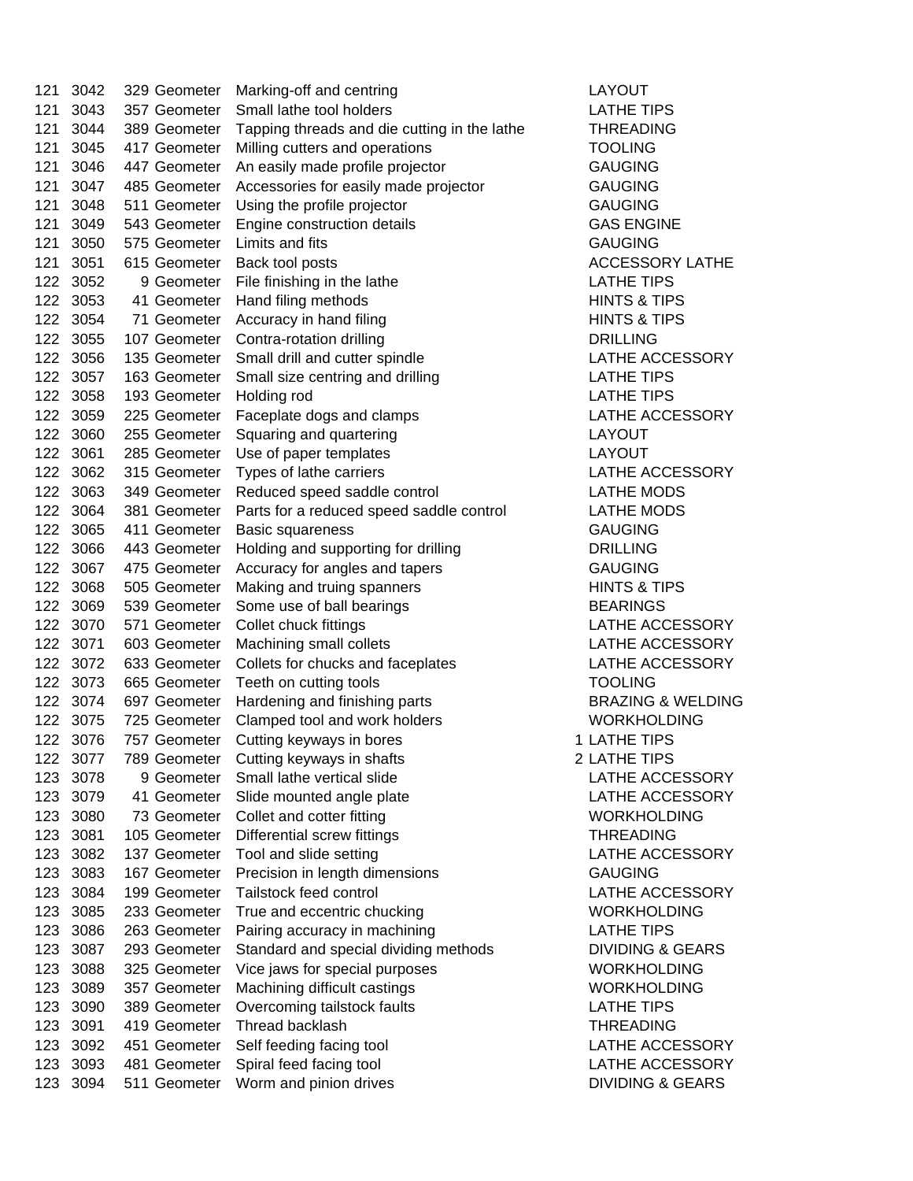| | | | | | | |
|---|---|---|---|---|---|---|
| 121 | 3042 | 329 | Geometer | Marking-off and centring | | LAYOUT |
| 121 | 3043 | 357 | Geometer | Small lathe tool holders | | LATHE TIPS |
| 121 | 3044 | 389 | Geometer | Tapping threads and die cutting in the lathe | | THREADING |
| 121 | 3045 | 417 | Geometer | Milling cutters and operations | | TOOLING |
| 121 | 3046 | 447 | Geometer | An easily made profile projector | | GAUGING |
| 121 | 3047 | 485 | Geometer | Accessories for easily made projector | | GAUGING |
| 121 | 3048 | 511 | Geometer | Using the profile projector | | GAUGING |
| 121 | 3049 | 543 | Geometer | Engine construction details | | GAS ENGINE |
| 121 | 3050 | 575 | Geometer | Limits and fits | | GAUGING |
| 121 | 3051 | 615 | Geometer | Back tool posts | | ACCESSORY LATHE |
| 122 | 3052 | 9 | Geometer | File finishing in the lathe | | LATHE TIPS |
| 122 | 3053 | 41 | Geometer | Hand filing methods | | HINTS & TIPS |
| 122 | 3054 | 71 | Geometer | Accuracy in hand filing | | HINTS & TIPS |
| 122 | 3055 | 107 | Geometer | Contra-rotation drilling | | DRILLING |
| 122 | 3056 | 135 | Geometer | Small drill and cutter spindle | | LATHE ACCESSORY |
| 122 | 3057 | 163 | Geometer | Small size centring and drilling | | LATHE TIPS |
| 122 | 3058 | 193 | Geometer | Holding rod | | LATHE TIPS |
| 122 | 3059 | 225 | Geometer | Faceplate dogs and clamps | | LATHE ACCESSORY |
| 122 | 3060 | 255 | Geometer | Squaring and quartering | | LAYOUT |
| 122 | 3061 | 285 | Geometer | Use of paper templates | | LAYOUT |
| 122 | 3062 | 315 | Geometer | Types of lathe carriers | | LATHE ACCESSORY |
| 122 | 3063 | 349 | Geometer | Reduced speed saddle control | | LATHE MODS |
| 122 | 3064 | 381 | Geometer | Parts for a reduced speed saddle control | | LATHE MODS |
| 122 | 3065 | 411 | Geometer | Basic squareness | | GAUGING |
| 122 | 3066 | 443 | Geometer | Holding and supporting for drilling | | DRILLING |
| 122 | 3067 | 475 | Geometer | Accuracy for angles and tapers | | GAUGING |
| 122 | 3068 | 505 | Geometer | Making and truing spanners | | HINTS & TIPS |
| 122 | 3069 | 539 | Geometer | Some use of ball bearings | | BEARINGS |
| 122 | 3070 | 571 | Geometer | Collet chuck fittings | | LATHE ACCESSORY |
| 122 | 3071 | 603 | Geometer | Machining small collets | | LATHE ACCESSORY |
| 122 | 3072 | 633 | Geometer | Collets for chucks and faceplates | | LATHE ACCESSORY |
| 122 | 3073 | 665 | Geometer | Teeth on cutting tools | | TOOLING |
| 122 | 3074 | 697 | Geometer | Hardening and finishing parts | | BRAZING & WELDING |
| 122 | 3075 | 725 | Geometer | Clamped tool and work holders | | WORKHOLDING |
| 122 | 3076 | 757 | Geometer | Cutting keyways in bores | 1 | LATHE TIPS |
| 122 | 3077 | 789 | Geometer | Cutting keyways in shafts | 2 | LATHE TIPS |
| 123 | 3078 | 9 | Geometer | Small lathe vertical slide | | LATHE ACCESSORY |
| 123 | 3079 | 41 | Geometer | Slide mounted angle plate | | LATHE ACCESSORY |
| 123 | 3080 | 73 | Geometer | Collet and cotter fitting | | WORKHOLDING |
| 123 | 3081 | 105 | Geometer | Differential screw fittings | | THREADING |
| 123 | 3082 | 137 | Geometer | Tool and slide setting | | LATHE ACCESSORY |
| 123 | 3083 | 167 | Geometer | Precision in length dimensions | | GAUGING |
| 123 | 3084 | 199 | Geometer | Tailstock feed control | | LATHE ACCESSORY |
| 123 | 3085 | 233 | Geometer | True and eccentric chucking | | WORKHOLDING |
| 123 | 3086 | 263 | Geometer | Pairing accuracy in machining | | LATHE TIPS |
| 123 | 3087 | 293 | Geometer | Standard and special dividing methods | | DIVIDING & GEARS |
| 123 | 3088 | 325 | Geometer | Vice jaws for special purposes | | WORKHOLDING |
| 123 | 3089 | 357 | Geometer | Machining difficult castings | | WORKHOLDING |
| 123 | 3090 | 389 | Geometer | Overcoming tailstock faults | | LATHE TIPS |
| 123 | 3091 | 419 | Geometer | Thread backlash | | THREADING |
| 123 | 3092 | 451 | Geometer | Self feeding facing tool | | LATHE ACCESSORY |
| 123 | 3093 | 481 | Geometer | Spiral feed facing tool | | LATHE ACCESSORY |
| 123 | 3094 | 511 | Geometer | Worm and pinion drives | | DIVIDING & GEARS |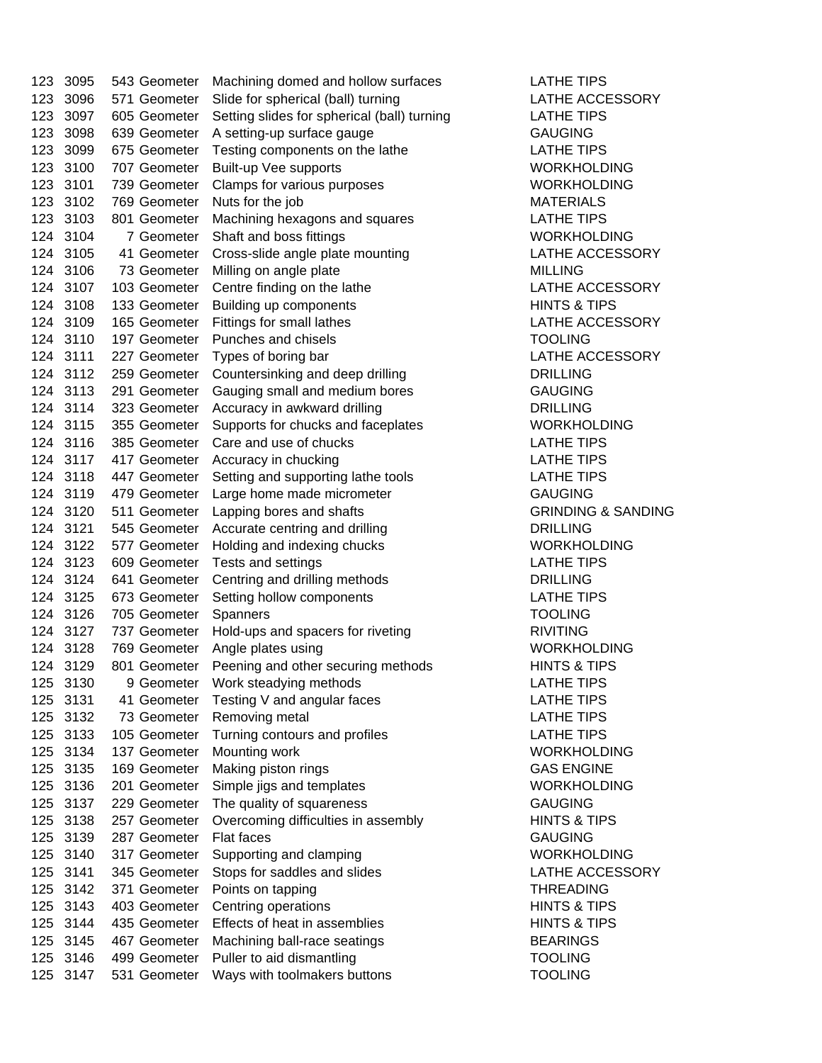| | | | | | |
|---|---|---|---|---|---|
| 123 | 3095 | 543 | Geometer | Machining domed and hollow surfaces | LATHE TIPS |
| 123 | 3096 | 571 | Geometer | Slide for spherical (ball) turning | LATHE ACCESSORY |
| 123 | 3097 | 605 | Geometer | Setting slides for spherical (ball) turning | LATHE TIPS |
| 123 | 3098 | 639 | Geometer | A setting-up surface gauge | GAUGING |
| 123 | 3099 | 675 | Geometer | Testing components on the lathe | LATHE TIPS |
| 123 | 3100 | 707 | Geometer | Built-up Vee supports | WORKHOLDING |
| 123 | 3101 | 739 | Geometer | Clamps for various purposes | WORKHOLDING |
| 123 | 3102 | 769 | Geometer | Nuts for the job | MATERIALS |
| 123 | 3103 | 801 | Geometer | Machining hexagons and squares | LATHE TIPS |
| 124 | 3104 | 7 | Geometer | Shaft and boss fittings | WORKHOLDING |
| 124 | 3105 | 41 | Geometer | Cross-slide angle plate mounting | LATHE ACCESSORY |
| 124 | 3106 | 73 | Geometer | Milling on angle plate | MILLING |
| 124 | 3107 | 103 | Geometer | Centre finding on the lathe | LATHE ACCESSORY |
| 124 | 3108 | 133 | Geometer | Building up components | HINTS & TIPS |
| 124 | 3109 | 165 | Geometer | Fittings for small lathes | LATHE ACCESSORY |
| 124 | 3110 | 197 | Geometer | Punches and chisels | TOOLING |
| 124 | 3111 | 227 | Geometer | Types of boring bar | LATHE ACCESSORY |
| 124 | 3112 | 259 | Geometer | Countersinking and deep drilling | DRILLING |
| 124 | 3113 | 291 | Geometer | Gauging small and medium bores | GAUGING |
| 124 | 3114 | 323 | Geometer | Accuracy in awkward drilling | DRILLING |
| 124 | 3115 | 355 | Geometer | Supports for chucks and faceplates | WORKHOLDING |
| 124 | 3116 | 385 | Geometer | Care and use of chucks | LATHE TIPS |
| 124 | 3117 | 417 | Geometer | Accuracy in chucking | LATHE TIPS |
| 124 | 3118 | 447 | Geometer | Setting and supporting lathe tools | LATHE TIPS |
| 124 | 3119 | 479 | Geometer | Large home made micrometer | GAUGING |
| 124 | 3120 | 511 | Geometer | Lapping bores and shafts | GRINDING & SANDING |
| 124 | 3121 | 545 | Geometer | Accurate centring and drilling | DRILLING |
| 124 | 3122 | 577 | Geometer | Holding and indexing chucks | WORKHOLDING |
| 124 | 3123 | 609 | Geometer | Tests and settings | LATHE TIPS |
| 124 | 3124 | 641 | Geometer | Centring and drilling methods | DRILLING |
| 124 | 3125 | 673 | Geometer | Setting hollow components | LATHE TIPS |
| 124 | 3126 | 705 | Geometer | Spanners | TOOLING |
| 124 | 3127 | 737 | Geometer | Hold-ups and spacers for riveting | RIVITING |
| 124 | 3128 | 769 | Geometer | Angle plates using | WORKHOLDING |
| 124 | 3129 | 801 | Geometer | Peening and other securing methods | HINTS & TIPS |
| 125 | 3130 | 9 | Geometer | Work steadying methods | LATHE TIPS |
| 125 | 3131 | 41 | Geometer | Testing V and angular faces | LATHE TIPS |
| 125 | 3132 | 73 | Geometer | Removing metal | LATHE TIPS |
| 125 | 3133 | 105 | Geometer | Turning contours and profiles | LATHE TIPS |
| 125 | 3134 | 137 | Geometer | Mounting work | WORKHOLDING |
| 125 | 3135 | 169 | Geometer | Making piston rings | GAS ENGINE |
| 125 | 3136 | 201 | Geometer | Simple jigs and templates | WORKHOLDING |
| 125 | 3137 | 229 | Geometer | The quality of squareness | GAUGING |
| 125 | 3138 | 257 | Geometer | Overcoming difficulties in assembly | HINTS & TIPS |
| 125 | 3139 | 287 | Geometer | Flat faces | GAUGING |
| 125 | 3140 | 317 | Geometer | Supporting and clamping | WORKHOLDING |
| 125 | 3141 | 345 | Geometer | Stops for saddles and slides | LATHE ACCESSORY |
| 125 | 3142 | 371 | Geometer | Points on tapping | THREADING |
| 125 | 3143 | 403 | Geometer | Centring operations | HINTS & TIPS |
| 125 | 3144 | 435 | Geometer | Effects of heat in assemblies | HINTS & TIPS |
| 125 | 3145 | 467 | Geometer | Machining ball-race seatings | BEARINGS |
| 125 | 3146 | 499 | Geometer | Puller to aid dismantling | TOOLING |
| 125 | 3147 | 531 | Geometer | Ways with toolmakers buttons | TOOLING |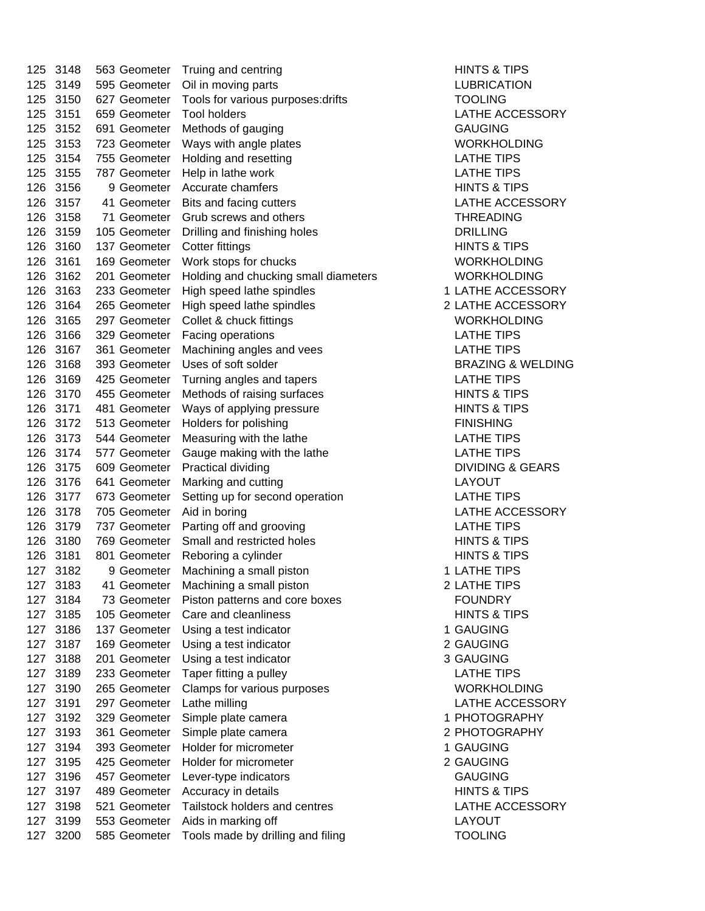| | | | | | | |
|---|---|---|---|---|---|---|
| 125 | 3148 | 563 | Geometer | Truing and centring | | HINTS & TIPS |
| 125 | 3149 | 595 | Geometer | Oil in moving parts | | LUBRICATION |
| 125 | 3150 | 627 | Geometer | Tools for various purposes:drifts | | TOOLING |
| 125 | 3151 | 659 | Geometer | Tool holders | | LATHE ACCESSORY |
| 125 | 3152 | 691 | Geometer | Methods of gauging | | GAUGING |
| 125 | 3153 | 723 | Geometer | Ways with angle plates | | WORKHOLDING |
| 125 | 3154 | 755 | Geometer | Holding and resetting | | LATHE TIPS |
| 125 | 3155 | 787 | Geometer | Help in lathe work | | LATHE TIPS |
| 126 | 3156 | 9 | Geometer | Accurate chamfers | | HINTS & TIPS |
| 126 | 3157 | 41 | Geometer | Bits and facing cutters | | LATHE ACCESSORY |
| 126 | 3158 | 71 | Geometer | Grub screws and others | | THREADING |
| 126 | 3159 | 105 | Geometer | Drilling and finishing holes | | DRILLING |
| 126 | 3160 | 137 | Geometer | Cotter fittings | | HINTS & TIPS |
| 126 | 3161 | 169 | Geometer | Work stops for chucks | | WORKHOLDING |
| 126 | 3162 | 201 | Geometer | Holding and chucking small diameters | | WORKHOLDING |
| 126 | 3163 | 233 | Geometer | High speed lathe spindles | 1 | LATHE ACCESSORY |
| 126 | 3164 | 265 | Geometer | High speed lathe spindles | 2 | LATHE ACCESSORY |
| 126 | 3165 | 297 | Geometer | Collet & chuck fittings | | WORKHOLDING |
| 126 | 3166 | 329 | Geometer | Facing operations | | LATHE TIPS |
| 126 | 3167 | 361 | Geometer | Machining angles and vees | | LATHE TIPS |
| 126 | 3168 | 393 | Geometer | Uses of soft solder | | BRAZING & WELDING |
| 126 | 3169 | 425 | Geometer | Turning angles and tapers | | LATHE TIPS |
| 126 | 3170 | 455 | Geometer | Methods of raising surfaces | | HINTS & TIPS |
| 126 | 3171 | 481 | Geometer | Ways of applying pressure | | HINTS & TIPS |
| 126 | 3172 | 513 | Geometer | Holders for polishing | | FINISHING |
| 126 | 3173 | 544 | Geometer | Measuring with the lathe | | LATHE TIPS |
| 126 | 3174 | 577 | Geometer | Gauge making with the lathe | | LATHE TIPS |
| 126 | 3175 | 609 | Geometer | Practical dividing | | DIVIDING & GEARS |
| 126 | 3176 | 641 | Geometer | Marking and cutting | | LAYOUT |
| 126 | 3177 | 673 | Geometer | Setting up for second operation | | LATHE TIPS |
| 126 | 3178 | 705 | Geometer | Aid in boring | | LATHE ACCESSORY |
| 126 | 3179 | 737 | Geometer | Parting off and grooving | | LATHE TIPS |
| 126 | 3180 | 769 | Geometer | Small and restricted holes | | HINTS & TIPS |
| 126 | 3181 | 801 | Geometer | Reboring a cylinder | | HINTS & TIPS |
| 127 | 3182 | 9 | Geometer | Machining a small piston | 1 | LATHE TIPS |
| 127 | 3183 | 41 | Geometer | Machining a small piston | 2 | LATHE TIPS |
| 127 | 3184 | 73 | Geometer | Piston patterns and core boxes | | FOUNDRY |
| 127 | 3185 | 105 | Geometer | Care and cleanliness | | HINTS & TIPS |
| 127 | 3186 | 137 | Geometer | Using a test indicator | 1 | GAUGING |
| 127 | 3187 | 169 | Geometer | Using a test indicator | 2 | GAUGING |
| 127 | 3188 | 201 | Geometer | Using a test indicator | 3 | GAUGING |
| 127 | 3189 | 233 | Geometer | Taper fitting a pulley | | LATHE TIPS |
| 127 | 3190 | 265 | Geometer | Clamps for various purposes | | WORKHOLDING |
| 127 | 3191 | 297 | Geometer | Lathe milling | | LATHE ACCESSORY |
| 127 | 3192 | 329 | Geometer | Simple plate camera | 1 | PHOTOGRAPHY |
| 127 | 3193 | 361 | Geometer | Simple plate camera | 2 | PHOTOGRAPHY |
| 127 | 3194 | 393 | Geometer | Holder for micrometer | 1 | GAUGING |
| 127 | 3195 | 425 | Geometer | Holder for micrometer | 2 | GAUGING |
| 127 | 3196 | 457 | Geometer | Lever-type indicators | | GAUGING |
| 127 | 3197 | 489 | Geometer | Accuracy in details | | HINTS & TIPS |
| 127 | 3198 | 521 | Geometer | Tailstock holders and centres | | LATHE ACCESSORY |
| 127 | 3199 | 553 | Geometer | Aids in marking off | | LAYOUT |
| 127 | 3200 | 585 | Geometer | Tools made by drilling and filing | | TOOLING |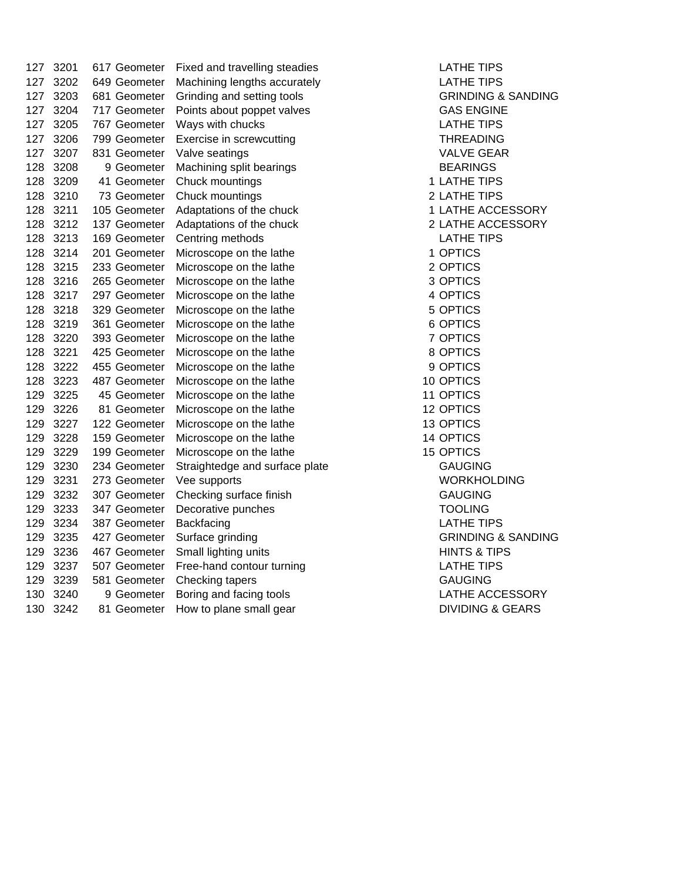| | | | | | | |
|---|---|---|---|---|---|---|
| 127 | 3201 | 617 | Geometer | Fixed and travelling steadies | | LATHE TIPS |
| 127 | 3202 | 649 | Geometer | Machining lengths accurately | | LATHE TIPS |
| 127 | 3203 | 681 | Geometer | Grinding and setting tools | | GRINDING & SANDING |
| 127 | 3204 | 717 | Geometer | Points about poppet valves | | GAS ENGINE |
| 127 | 3205 | 767 | Geometer | Ways with chucks | | LATHE TIPS |
| 127 | 3206 | 799 | Geometer | Exercise in screwcutting | | THREADING |
| 127 | 3207 | 831 | Geometer | Valve seatings | | VALVE GEAR |
| 128 | 3208 | 9 | Geometer | Machining split bearings | | BEARINGS |
| 128 | 3209 | 41 | Geometer | Chuck mountings | 1 | LATHE TIPS |
| 128 | 3210 | 73 | Geometer | Chuck mountings | 2 | LATHE TIPS |
| 128 | 3211 | 105 | Geometer | Adaptations of the chuck | 1 | LATHE ACCESSORY |
| 128 | 3212 | 137 | Geometer | Adaptations of the chuck | 2 | LATHE ACCESSORY |
| 128 | 3213 | 169 | Geometer | Centring methods | | LATHE TIPS |
| 128 | 3214 | 201 | Geometer | Microscope on the lathe | 1 | OPTICS |
| 128 | 3215 | 233 | Geometer | Microscope on the lathe | 2 | OPTICS |
| 128 | 3216 | 265 | Geometer | Microscope on the lathe | 3 | OPTICS |
| 128 | 3217 | 297 | Geometer | Microscope on the lathe | 4 | OPTICS |
| 128 | 3218 | 329 | Geometer | Microscope on the lathe | 5 | OPTICS |
| 128 | 3219 | 361 | Geometer | Microscope on the lathe | 6 | OPTICS |
| 128 | 3220 | 393 | Geometer | Microscope on the lathe | 7 | OPTICS |
| 128 | 3221 | 425 | Geometer | Microscope on the lathe | 8 | OPTICS |
| 128 | 3222 | 455 | Geometer | Microscope on the lathe | 9 | OPTICS |
| 128 | 3223 | 487 | Geometer | Microscope on the lathe | 10 | OPTICS |
| 129 | 3225 | 45 | Geometer | Microscope on the lathe | 11 | OPTICS |
| 129 | 3226 | 81 | Geometer | Microscope on the lathe | 12 | OPTICS |
| 129 | 3227 | 122 | Geometer | Microscope on the lathe | 13 | OPTICS |
| 129 | 3228 | 159 | Geometer | Microscope on the lathe | 14 | OPTICS |
| 129 | 3229 | 199 | Geometer | Microscope on the lathe | 15 | OPTICS |
| 129 | 3230 | 234 | Geometer | Straightedge and surface plate | | GAUGING |
| 129 | 3231 | 273 | Geometer | Vee supports | | WORKHOLDING |
| 129 | 3232 | 307 | Geometer | Checking surface finish | | GAUGING |
| 129 | 3233 | 347 | Geometer | Decorative punches | | TOOLING |
| 129 | 3234 | 387 | Geometer | Backfacing | | LATHE TIPS |
| 129 | 3235 | 427 | Geometer | Surface grinding | | GRINDING & SANDING |
| 129 | 3236 | 467 | Geometer | Small lighting units | | HINTS & TIPS |
| 129 | 3237 | 507 | Geometer | Free-hand contour turning | | LATHE TIPS |
| 129 | 3239 | 581 | Geometer | Checking tapers | | GAUGING |
| 130 | 3240 | 9 | Geometer | Boring and facing tools | | LATHE ACCESSORY |
| 130 | 3242 | 81 | Geometer | How to plane small gear | | DIVIDING & GEARS |